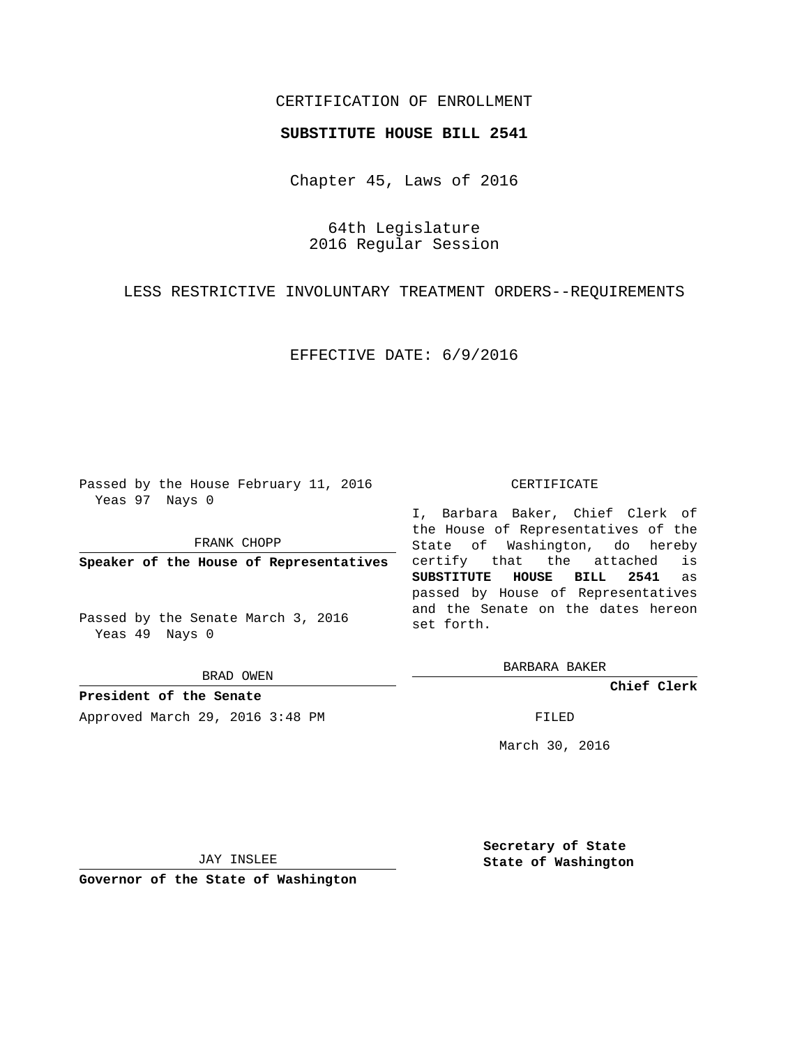CERTIFICATION OF ENROLLMENT

**SUBSTITUTE HOUSE BILL 2541**

Chapter 45, Laws of 2016

64th Legislature
2016 Regular Session

LESS RESTRICTIVE INVOLUNTARY TREATMENT ORDERS--REQUIREMENTS

EFFECTIVE DATE: 6/9/2016

Passed by the House February 11, 2016
Yeas 97 Nays 0

FRANK CHOPP

**Speaker of the House of Representatives**

Passed by the Senate March 3, 2016
Yeas 49 Nays 0

BRAD OWEN

**President of the Senate**

Approved March 29, 2016 3:48 PM

CERTIFICATE

I, Barbara Baker, Chief Clerk of the House of Representatives of the State of Washington, do hereby certify that the attached is **SUBSTITUTE HOUSE BILL 2541** as passed by House of Representatives and the Senate on the dates hereon set forth.

BARBARA BAKER

**Chief Clerk**

FILED

March 30, 2016

JAY INSLEE

**Governor of the State of Washington**

**Secretary of State**
**State of Washington**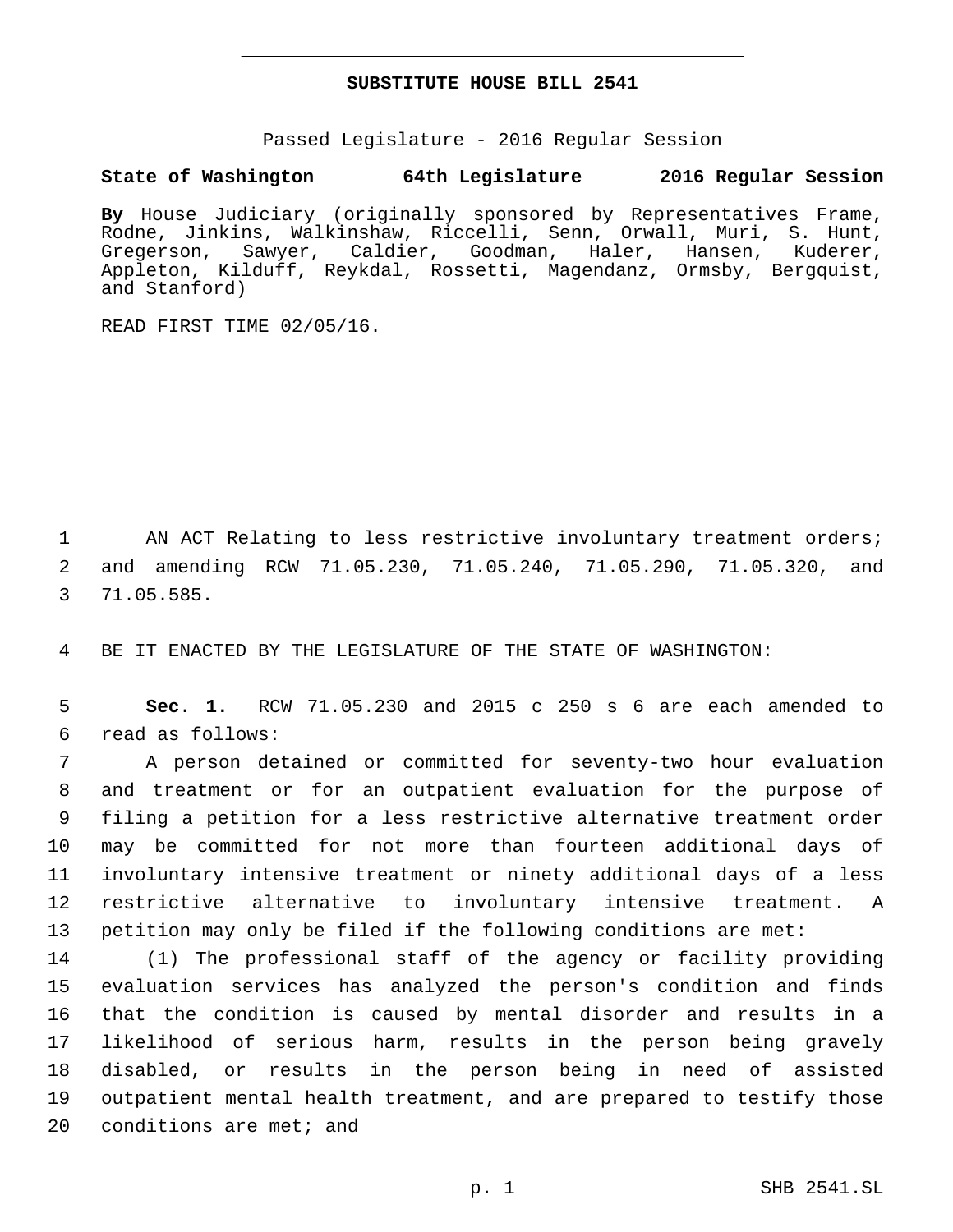# SUBSTITUTE HOUSE BILL 2541

Passed Legislature - 2016 Regular Session

**State of Washington 64th Legislature 2016 Regular Session**

**By** House Judiciary (originally sponsored by Representatives Frame, Rodne, Jinkins, Walkinshaw, Riccelli, Senn, Orwall, Muri, S. Hunt, Gregerson, Sawyer, Caldier, Goodman, Haler, Hansen, Kuderer, Appleton, Kilduff, Reykdal, Rossetti, Magendanz, Ormsby, Bergquist, and Stanford)

READ FIRST TIME 02/05/16.

AN ACT Relating to less restrictive involuntary treatment orders; and amending RCW 71.05.230, 71.05.240, 71.05.290, 71.05.320, and 71.05.585.

BE IT ENACTED BY THE LEGISLATURE OF THE STATE OF WASHINGTON:

**Sec. 1.** RCW 71.05.230 and 2015 c 250 s 6 are each amended to read as follows:

A person detained or committed for seventy-two hour evaluation and treatment or for an outpatient evaluation for the purpose of filing a petition for a less restrictive alternative treatment order may be committed for not more than fourteen additional days of involuntary intensive treatment or ninety additional days of a less restrictive alternative to involuntary intensive treatment. A petition may only be filed if the following conditions are met:

(1) The professional staff of the agency or facility providing evaluation services has analyzed the person's condition and finds that the condition is caused by mental disorder and results in a likelihood of serious harm, results in the person being gravely disabled, or results in the person being in need of assisted outpatient mental health treatment, and are prepared to testify those conditions are met; and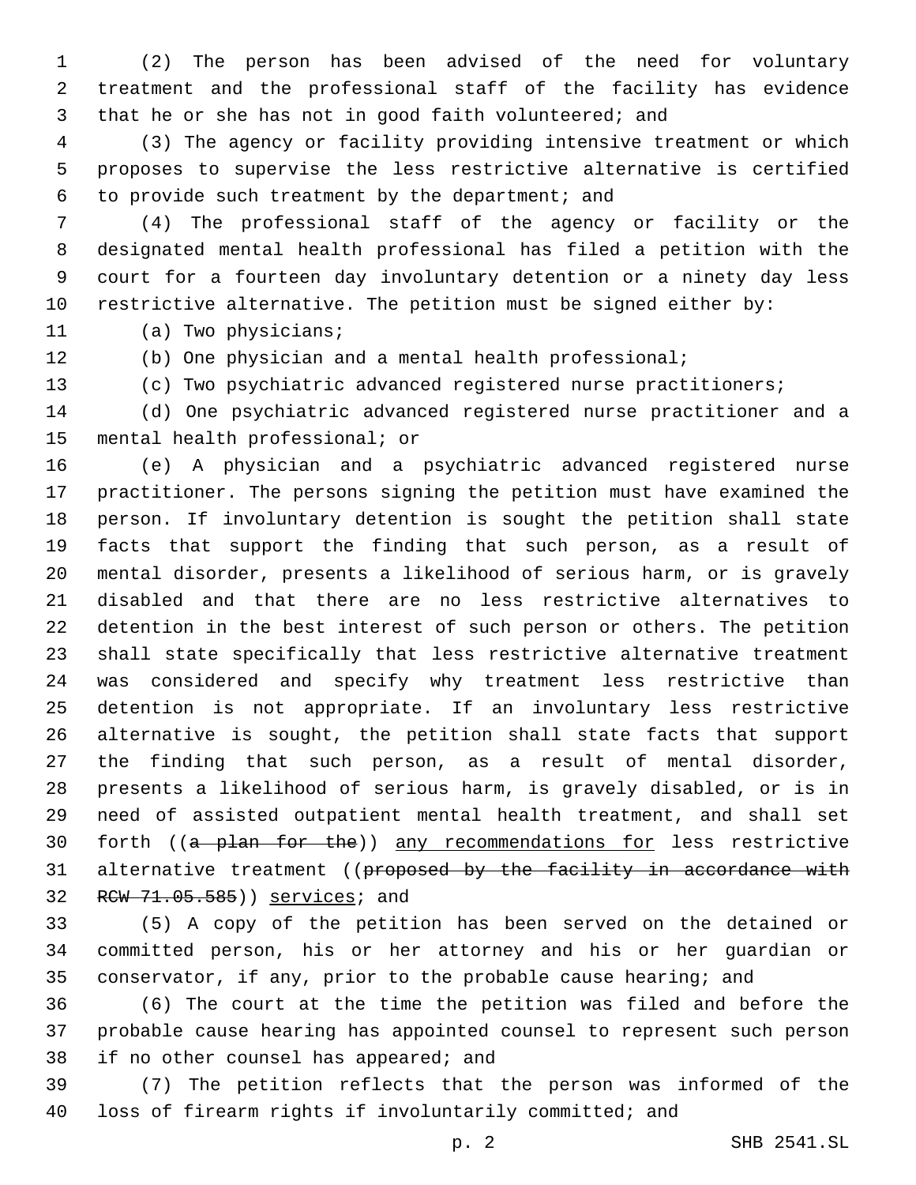(2) The person has been advised of the need for voluntary treatment and the professional staff of the facility has evidence that he or she has not in good faith volunteered; and

(3) The agency or facility providing intensive treatment or which proposes to supervise the less restrictive alternative is certified to provide such treatment by the department; and

(4) The professional staff of the agency or facility or the designated mental health professional has filed a petition with the court for a fourteen day involuntary detention or a ninety day less restrictive alternative. The petition must be signed either by:

(a) Two physicians;

(b) One physician and a mental health professional;

(c) Two psychiatric advanced registered nurse practitioners;

(d) One psychiatric advanced registered nurse practitioner and a mental health professional; or

(e) A physician and a psychiatric advanced registered nurse practitioner. The persons signing the petition must have examined the person. If involuntary detention is sought the petition shall state facts that support the finding that such person, as a result of mental disorder, presents a likelihood of serious harm, or is gravely disabled and that there are no less restrictive alternatives to detention in the best interest of such person or others. The petition shall state specifically that less restrictive alternative treatment was considered and specify why treatment less restrictive than detention is not appropriate. If an involuntary less restrictive alternative is sought, the petition shall state facts that support the finding that such person, as a result of mental disorder, presents a likelihood of serious harm, is gravely disabled, or is in need of assisted outpatient mental health treatment, and shall set forth ((~~a plan for the~~)) <u>any recommendations for</u> less restrictive alternative treatment ((~~proposed by the facility in accordance with RCW 71.05.585~~)) <u>services</u>; and

(5) A copy of the petition has been served on the detained or committed person, his or her attorney and his or her guardian or conservator, if any, prior to the probable cause hearing; and

(6) The court at the time the petition was filed and before the probable cause hearing has appointed counsel to represent such person if no other counsel has appeared; and

(7) The petition reflects that the person was informed of the loss of firearm rights if involuntarily committed; and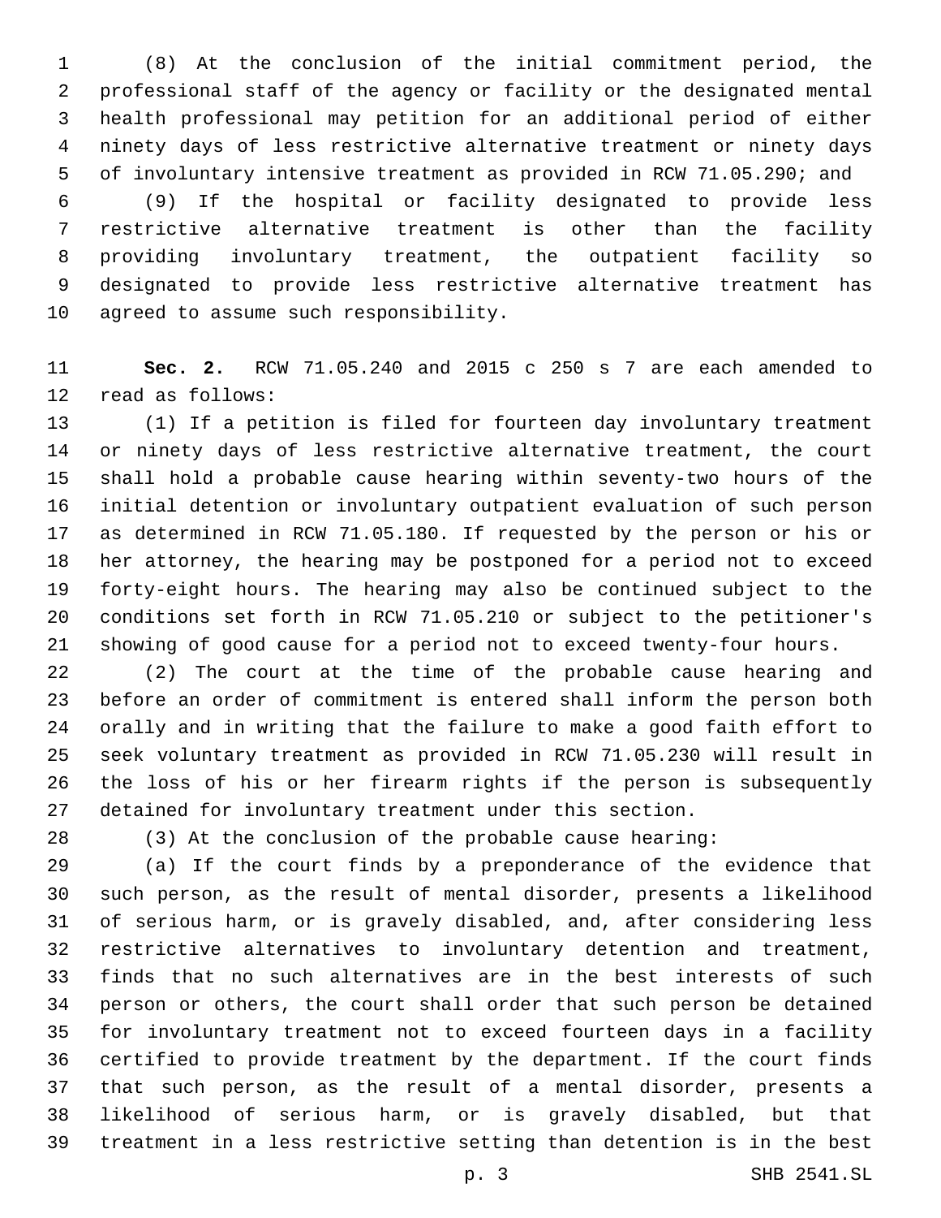(8) At the conclusion of the initial commitment period, the professional staff of the agency or facility or the designated mental health professional may petition for an additional period of either ninety days of less restrictive alternative treatment or ninety days of involuntary intensive treatment as provided in RCW 71.05.290; and

(9) If the hospital or facility designated to provide less restrictive alternative treatment is other than the facility providing involuntary treatment, the outpatient facility so designated to provide less restrictive alternative treatment has agreed to assume such responsibility.

**Sec. 2.** RCW 71.05.240 and 2015 c 250 s 7 are each amended to read as follows:

(1) If a petition is filed for fourteen day involuntary treatment or ninety days of less restrictive alternative treatment, the court shall hold a probable cause hearing within seventy-two hours of the initial detention or involuntary outpatient evaluation of such person as determined in RCW 71.05.180. If requested by the person or his or her attorney, the hearing may be postponed for a period not to exceed forty-eight hours. The hearing may also be continued subject to the conditions set forth in RCW 71.05.210 or subject to the petitioner's showing of good cause for a period not to exceed twenty-four hours.

(2) The court at the time of the probable cause hearing and before an order of commitment is entered shall inform the person both orally and in writing that the failure to make a good faith effort to seek voluntary treatment as provided in RCW 71.05.230 will result in the loss of his or her firearm rights if the person is subsequently detained for involuntary treatment under this section.

(3) At the conclusion of the probable cause hearing:

(a) If the court finds by a preponderance of the evidence that such person, as the result of mental disorder, presents a likelihood of serious harm, or is gravely disabled, and, after considering less restrictive alternatives to involuntary detention and treatment, finds that no such alternatives are in the best interests of such person or others, the court shall order that such person be detained for involuntary treatment not to exceed fourteen days in a facility certified to provide treatment by the department. If the court finds that such person, as the result of a mental disorder, presents a likelihood of serious harm, or is gravely disabled, but that treatment in a less restrictive setting than detention is in the best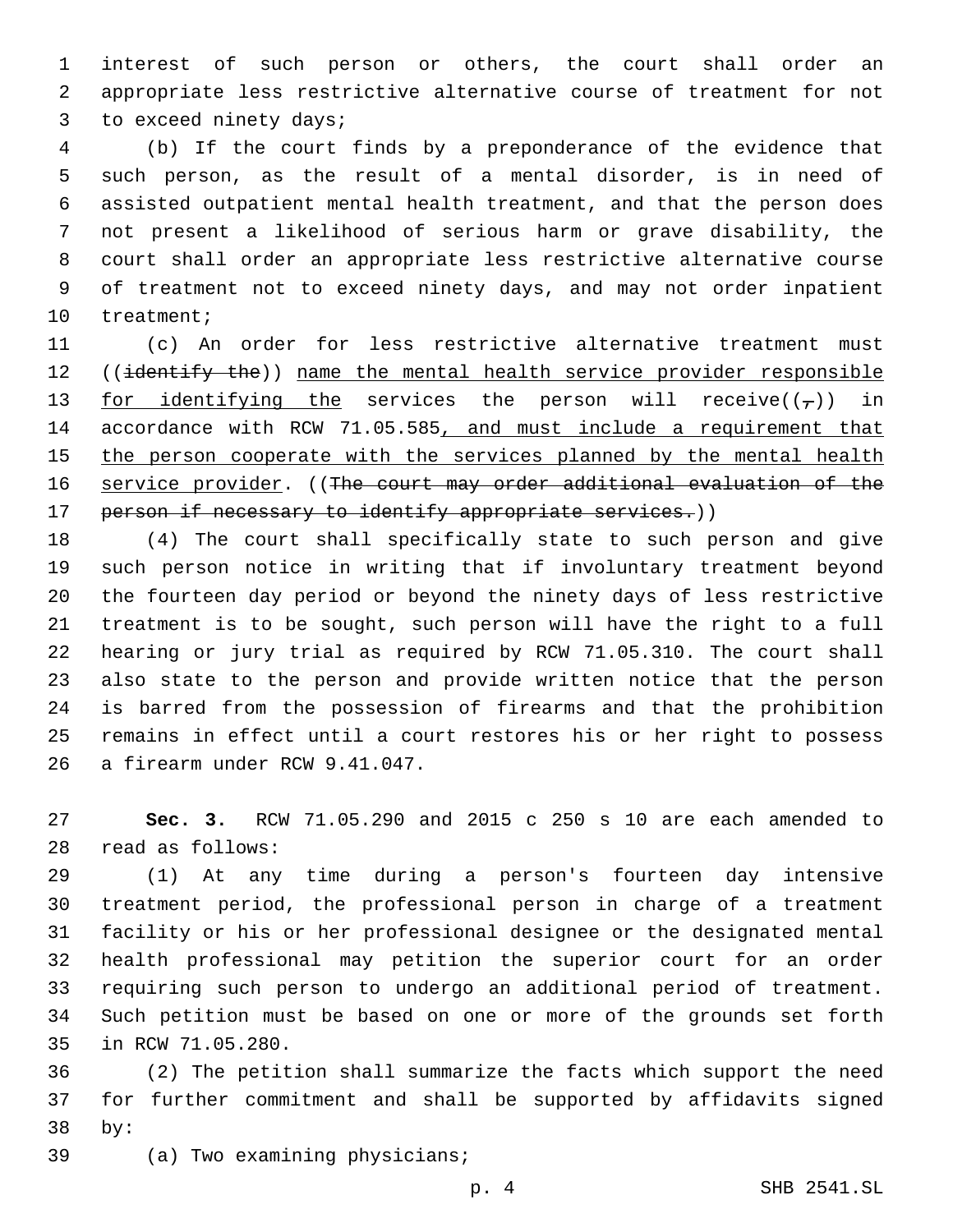interest of such person or others, the court shall order an appropriate less restrictive alternative course of treatment for not to exceed ninety days;

(b) If the court finds by a preponderance of the evidence that such person, as the result of a mental disorder, is in need of assisted outpatient mental health treatment, and that the person does not present a likelihood of serious harm or grave disability, the court shall order an appropriate less restrictive alternative course of treatment not to exceed ninety days, and may not order inpatient treatment;

(c) An order for less restrictive alternative treatment must ((~~identify the~~)) <u>name the mental health service provider responsible for identifying the</u> services the person will receive((~~,~~)) in accordance with RCW 71.05.585<u>, and must include a requirement that the person cooperate with the services planned by the mental health service provider</u>. ((~~The court may order additional evaluation of the person if necessary to identify appropriate services.~~))

(4) The court shall specifically state to such person and give such person notice in writing that if involuntary treatment beyond the fourteen day period or beyond the ninety days of less restrictive treatment is to be sought, such person will have the right to a full hearing or jury trial as required by RCW 71.05.310. The court shall also state to the person and provide written notice that the person is barred from the possession of firearms and that the prohibition remains in effect until a court restores his or her right to possess a firearm under RCW 9.41.047.

**Sec. 3.** RCW 71.05.290 and 2015 c 250 s 10 are each amended to read as follows:

(1) At any time during a person's fourteen day intensive treatment period, the professional person in charge of a treatment facility or his or her professional designee or the designated mental health professional may petition the superior court for an order requiring such person to undergo an additional period of treatment. Such petition must be based on one or more of the grounds set forth in RCW 71.05.280.

(2) The petition shall summarize the facts which support the need for further commitment and shall be supported by affidavits signed by:

(a) Two examining physicians;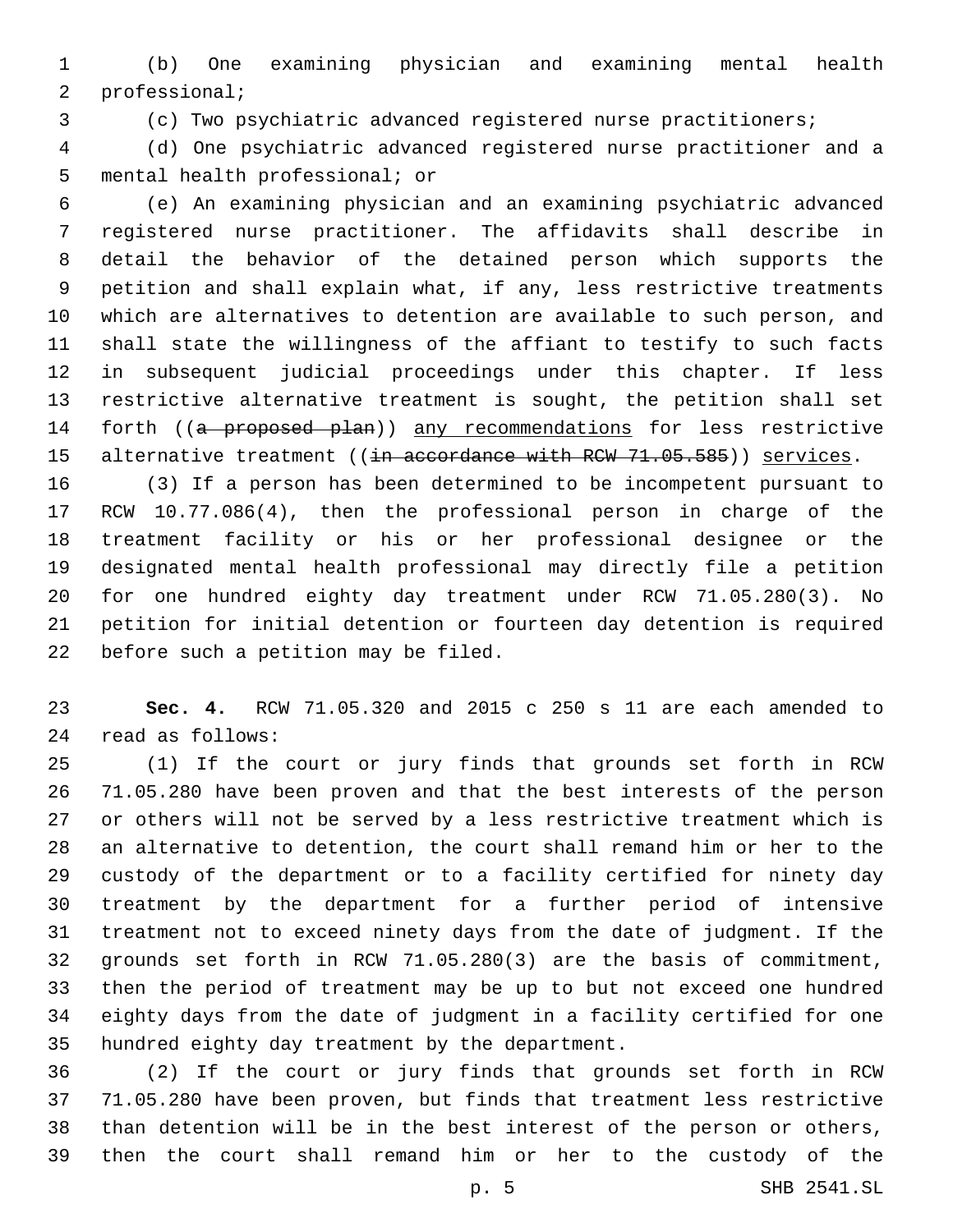(b) One examining physician and examining mental health professional;

(c) Two psychiatric advanced registered nurse practitioners;

(d) One psychiatric advanced registered nurse practitioner and a mental health professional; or

(e) An examining physician and an examining psychiatric advanced registered nurse practitioner. The affidavits shall describe in detail the behavior of the detained person which supports the petition and shall explain what, if any, less restrictive treatments which are alternatives to detention are available to such person, and shall state the willingness of the affiant to testify to such facts in subsequent judicial proceedings under this chapter. If less restrictive alternative treatment is sought, the petition shall set forth ((~~a proposed plan~~)) any recommendations for less restrictive alternative treatment ((~~in accordance with RCW 71.05.585~~)) services.

(3) If a person has been determined to be incompetent pursuant to RCW 10.77.086(4), then the professional person in charge of the treatment facility or his or her professional designee or the designated mental health professional may directly file a petition for one hundred eighty day treatment under RCW 71.05.280(3). No petition for initial detention or fourteen day detention is required before such a petition may be filed.

**Sec. 4.** RCW 71.05.320 and 2015 c 250 s 11 are each amended to read as follows:

(1) If the court or jury finds that grounds set forth in RCW 71.05.280 have been proven and that the best interests of the person or others will not be served by a less restrictive treatment which is an alternative to detention, the court shall remand him or her to the custody of the department or to a facility certified for ninety day treatment by the department for a further period of intensive treatment not to exceed ninety days from the date of judgment. If the grounds set forth in RCW 71.05.280(3) are the basis of commitment, then the period of treatment may be up to but not exceed one hundred eighty days from the date of judgment in a facility certified for one hundred eighty day treatment by the department.

(2) If the court or jury finds that grounds set forth in RCW 71.05.280 have been proven, but finds that treatment less restrictive than detention will be in the best interest of the person or others, then the court shall remand him or her to the custody of the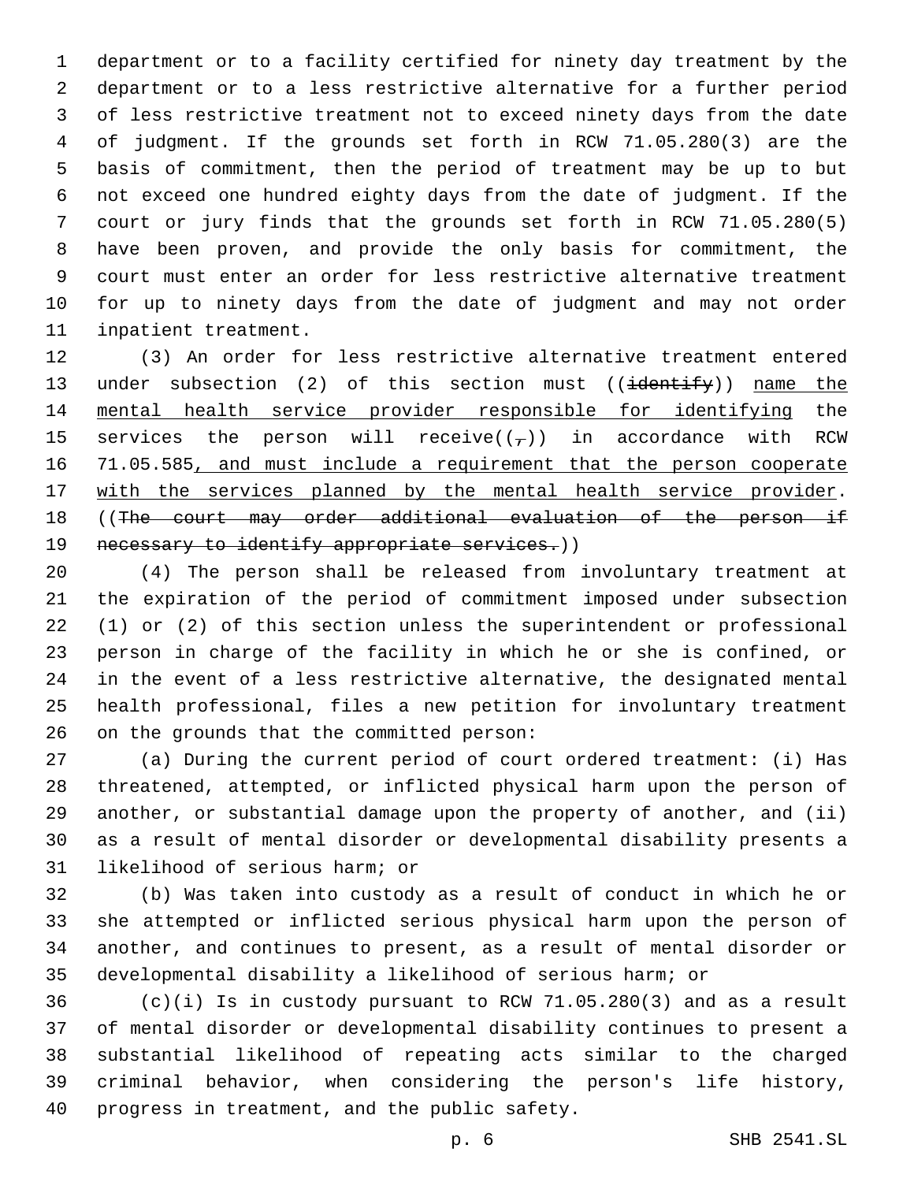department or to a facility certified for ninety day treatment by the department or to a less restrictive alternative for a further period of less restrictive treatment not to exceed ninety days from the date of judgment. If the grounds set forth in RCW 71.05.280(3) are the basis of commitment, then the period of treatment may be up to but not exceed one hundred eighty days from the date of judgment. If the court or jury finds that the grounds set forth in RCW 71.05.280(5) have been proven, and provide the only basis for commitment, the court must enter an order for less restrictive alternative treatment for up to ninety days from the date of judgment and may not order inpatient treatment.

(3) An order for less restrictive alternative treatment entered under subsection (2) of this section must ((~~identify~~)) <u>name the mental health service provider responsible for identifying</u> the services the person will receive((~~,~~)) in accordance with RCW 71.05.585<u>, and must include a requirement that the person cooperate with the services planned by the mental health service provider</u>. ((~~The court may order additional evaluation of the person if necessary to identify appropriate services.~~))

(4) The person shall be released from involuntary treatment at the expiration of the period of commitment imposed under subsection (1) or (2) of this section unless the superintendent or professional person in charge of the facility in which he or she is confined, or in the event of a less restrictive alternative, the designated mental health professional, files a new petition for involuntary treatment on the grounds that the committed person:

(a) During the current period of court ordered treatment: (i) Has threatened, attempted, or inflicted physical harm upon the person of another, or substantial damage upon the property of another, and (ii) as a result of mental disorder or developmental disability presents a likelihood of serious harm; or

(b) Was taken into custody as a result of conduct in which he or she attempted or inflicted serious physical harm upon the person of another, and continues to present, as a result of mental disorder or developmental disability a likelihood of serious harm; or

(c)(i) Is in custody pursuant to RCW 71.05.280(3) and as a result of mental disorder or developmental disability continues to present a substantial likelihood of repeating acts similar to the charged criminal behavior, when considering the person's life history, progress in treatment, and the public safety.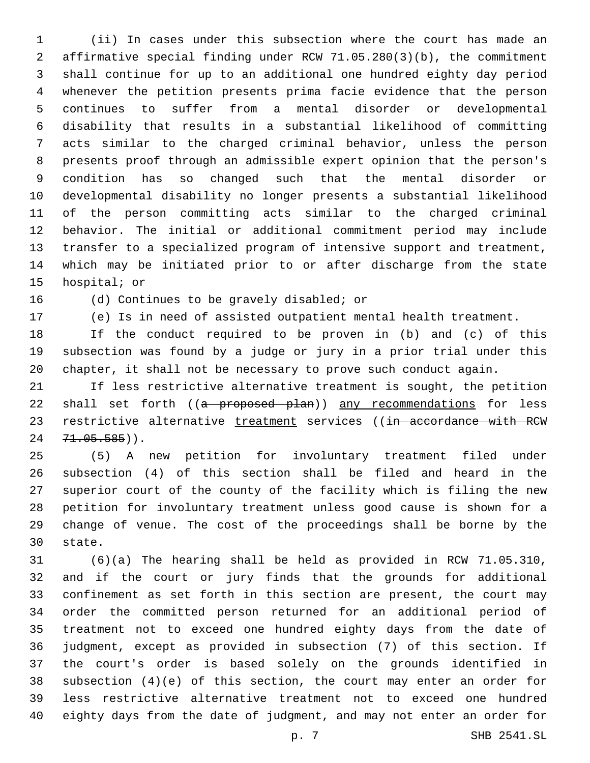(ii) In cases under this subsection where the court has made an affirmative special finding under RCW 71.05.280(3)(b), the commitment shall continue for up to an additional one hundred eighty day period whenever the petition presents prima facie evidence that the person continues to suffer from a mental disorder or developmental disability that results in a substantial likelihood of committing acts similar to the charged criminal behavior, unless the person presents proof through an admissible expert opinion that the person's condition has so changed such that the mental disorder or developmental disability no longer presents a substantial likelihood of the person committing acts similar to the charged criminal behavior. The initial or additional commitment period may include transfer to a specialized program of intensive support and treatment, which may be initiated prior to or after discharge from the state hospital; or

(d) Continues to be gravely disabled; or

(e) Is in need of assisted outpatient mental health treatment.

If the conduct required to be proven in (b) and (c) of this subsection was found by a judge or jury in a prior trial under this chapter, it shall not be necessary to prove such conduct again.

If less restrictive alternative treatment is sought, the petition shall set forth ((~~a proposed plan~~)) <u>any recommendations</u> for less restrictive alternative <u>treatment</u> services ((~~in accordance with RCW 71.05.585~~)).

(5) A new petition for involuntary treatment filed under subsection (4) of this section shall be filed and heard in the superior court of the county of the facility which is filing the new petition for involuntary treatment unless good cause is shown for a change of venue. The cost of the proceedings shall be borne by the state.

(6)(a) The hearing shall be held as provided in RCW 71.05.310, and if the court or jury finds that the grounds for additional confinement as set forth in this section are present, the court may order the committed person returned for an additional period of treatment not to exceed one hundred eighty days from the date of judgment, except as provided in subsection (7) of this section. If the court's order is based solely on the grounds identified in subsection (4)(e) of this section, the court may enter an order for less restrictive alternative treatment not to exceed one hundred eighty days from the date of judgment, and may not enter an order for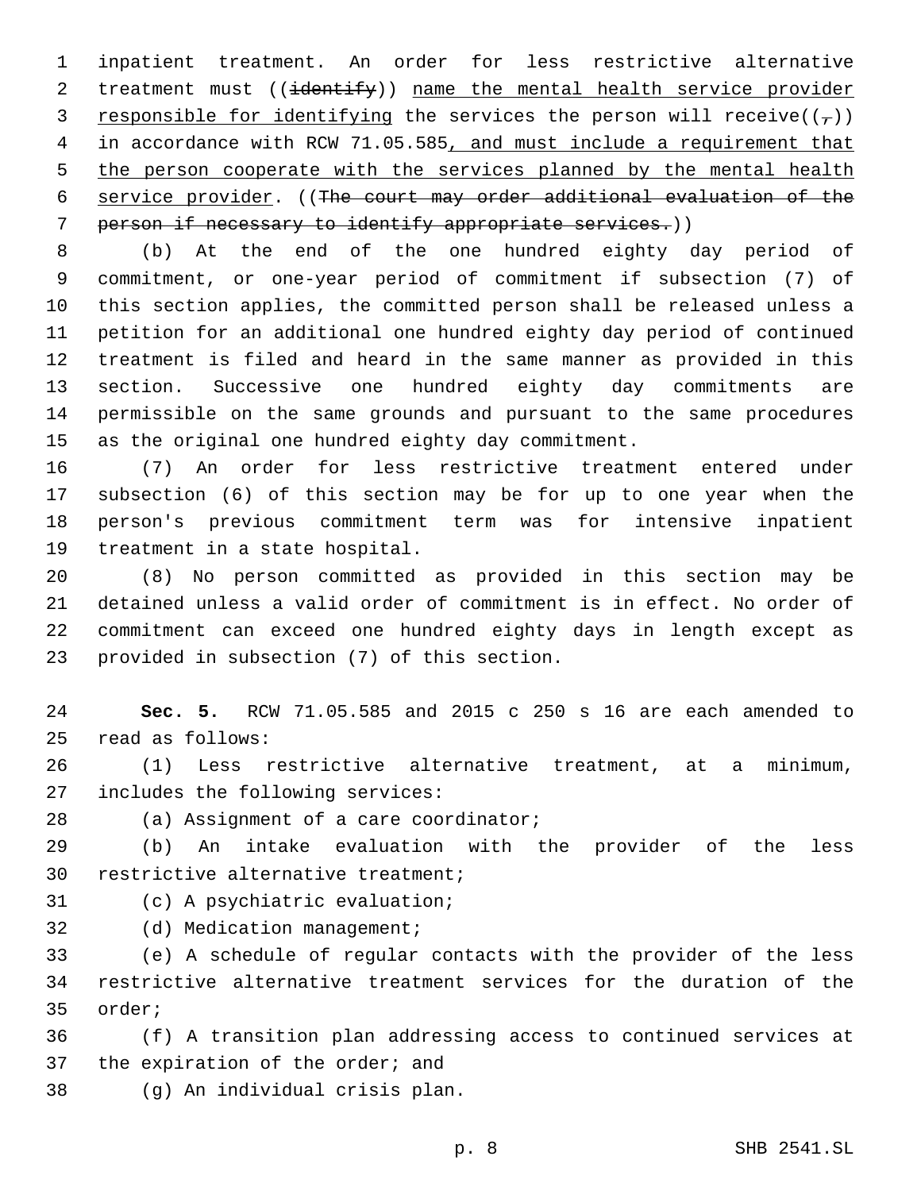inpatient treatment. An order for less restrictive alternative treatment must ((~~identify~~)) <u>name the mental health service provider responsible for identifying</u> the services the person will receive((~~,~~)) in accordance with RCW 71.05.585<u>, and must include a requirement that the person cooperate with the services planned by the mental health service provider</u>. ((~~The court may order additional evaluation of the person if necessary to identify appropriate services.~~))

(b) At the end of the one hundred eighty day period of commitment, or one-year period of commitment if subsection (7) of this section applies, the committed person shall be released unless a petition for an additional one hundred eighty day period of continued treatment is filed and heard in the same manner as provided in this section. Successive one hundred eighty day commitments are permissible on the same grounds and pursuant to the same procedures as the original one hundred eighty day commitment.

(7) An order for less restrictive treatment entered under subsection (6) of this section may be for up to one year when the person's previous commitment term was for intensive inpatient treatment in a state hospital.

(8) No person committed as provided in this section may be detained unless a valid order of commitment is in effect. No order of commitment can exceed one hundred eighty days in length except as provided in subsection (7) of this section.

**Sec. 5.** RCW 71.05.585 and 2015 c 250 s 16 are each amended to read as follows:

(1) Less restrictive alternative treatment, at a minimum, includes the following services:

(a) Assignment of a care coordinator;

(b) An intake evaluation with the provider of the less restrictive alternative treatment;

(c) A psychiatric evaluation;

(d) Medication management;

(e) A schedule of regular contacts with the provider of the less restrictive alternative treatment services for the duration of the order;

(f) A transition plan addressing access to continued services at the expiration of the order; and

(g) An individual crisis plan.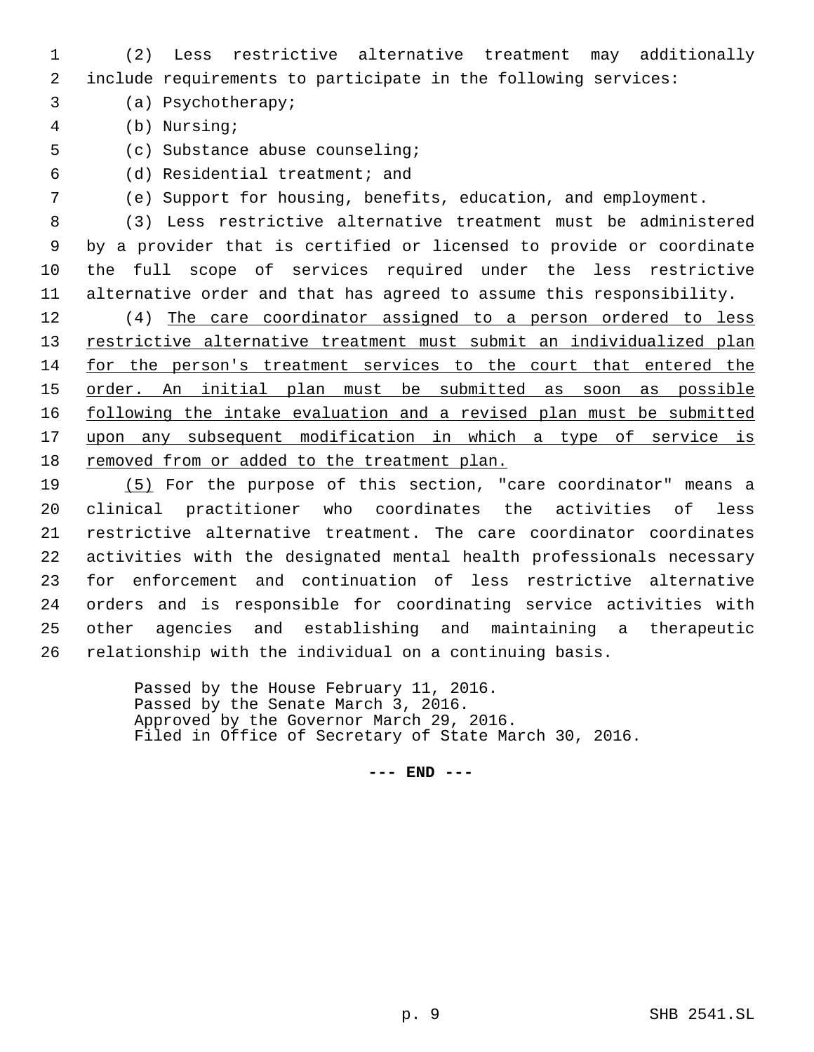(2) Less restrictive alternative treatment may additionally include requirements to participate in the following services:

(a) Psychotherapy;

(b) Nursing;

(c) Substance abuse counseling;

(d) Residential treatment; and

(e) Support for housing, benefits, education, and employment.

(3) Less restrictive alternative treatment must be administered by a provider that is certified or licensed to provide or coordinate the full scope of services required under the less restrictive alternative order and that has agreed to assume this responsibility.

(4) The care coordinator assigned to a person ordered to less restrictive alternative treatment must submit an individualized plan for the person's treatment services to the court that entered the order. An initial plan must be submitted as soon as possible following the intake evaluation and a revised plan must be submitted upon any subsequent modification in which a type of service is removed from or added to the treatment plan.

(5) For the purpose of this section, "care coordinator" means a clinical practitioner who coordinates the activities of less restrictive alternative treatment. The care coordinator coordinates activities with the designated mental health professionals necessary for enforcement and continuation of less restrictive alternative orders and is responsible for coordinating service activities with other agencies and establishing and maintaining a therapeutic relationship with the individual on a continuing basis.

Passed by the House February 11, 2016.
Passed by the Senate March 3, 2016.
Approved by the Governor March 29, 2016.
Filed in Office of Secretary of State March 30, 2016.

**--- END ---**